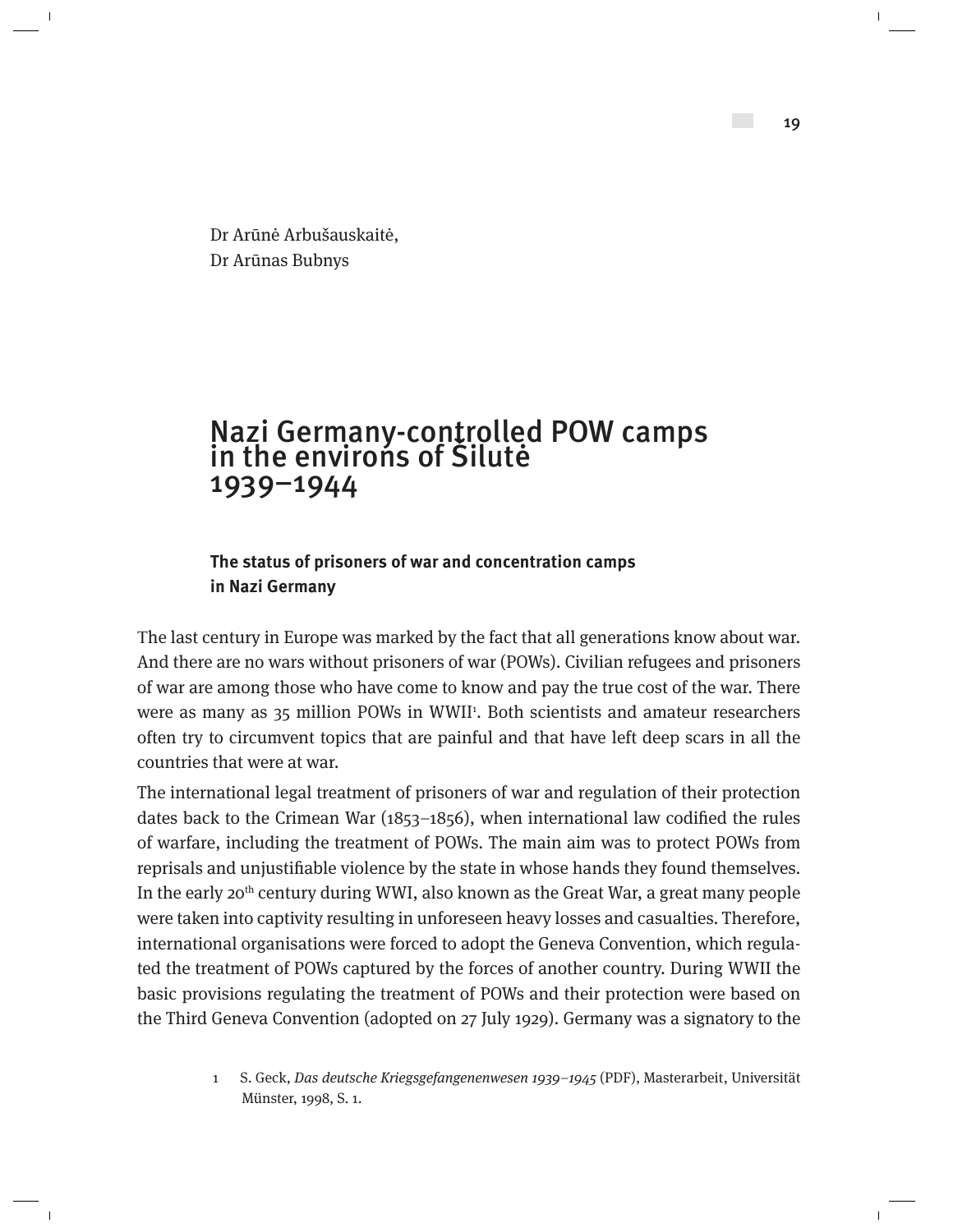Dr Arūnė Arbušauskaitė,
Dr Arūnas Bubnys

# Nazi Germany-controlled POW camps in the environs of Šilutė 1939–1944

### The status of prisoners of war and concentration camps in Nazi Germany

The last century in Europe was marked by the fact that all generations know about war. And there are no wars without prisoners of war (POWs). Civilian refugees and prisoners of war are among those who have come to know and pay the true cost of the war. There were as many as 35 million POWs in WWII[1]. Both scientists and amateur researchers often try to circumvent topics that are painful and that have left deep scars in all the countries that were at war.

The international legal treatment of prisoners of war and regulation of their protection dates back to the Crimean War (1853–1856), when international law codified the rules of warfare, including the treatment of POWs. The main aim was to protect POWs from reprisals and unjustifiable violence by the state in whose hands they found themselves. In the early 20th century during WWI, also known as the Great War, a great many people were taken into captivity resulting in unforeseen heavy losses and casualties. Therefore, international organisations were forced to adopt the Geneva Convention, which regulated the treatment of POWs captured by the forces of another country. During WWII the basic provisions regulating the treatment of POWs and their protection were based on the Third Geneva Convention (adopted on 27 July 1929). Germany was a signatory to the

1 S. Geck, *Das deutsche Kriegsgefangenenwesen 1939–1945* (PDF), Masterarbeit, Universität Münster, 1998, S. 1.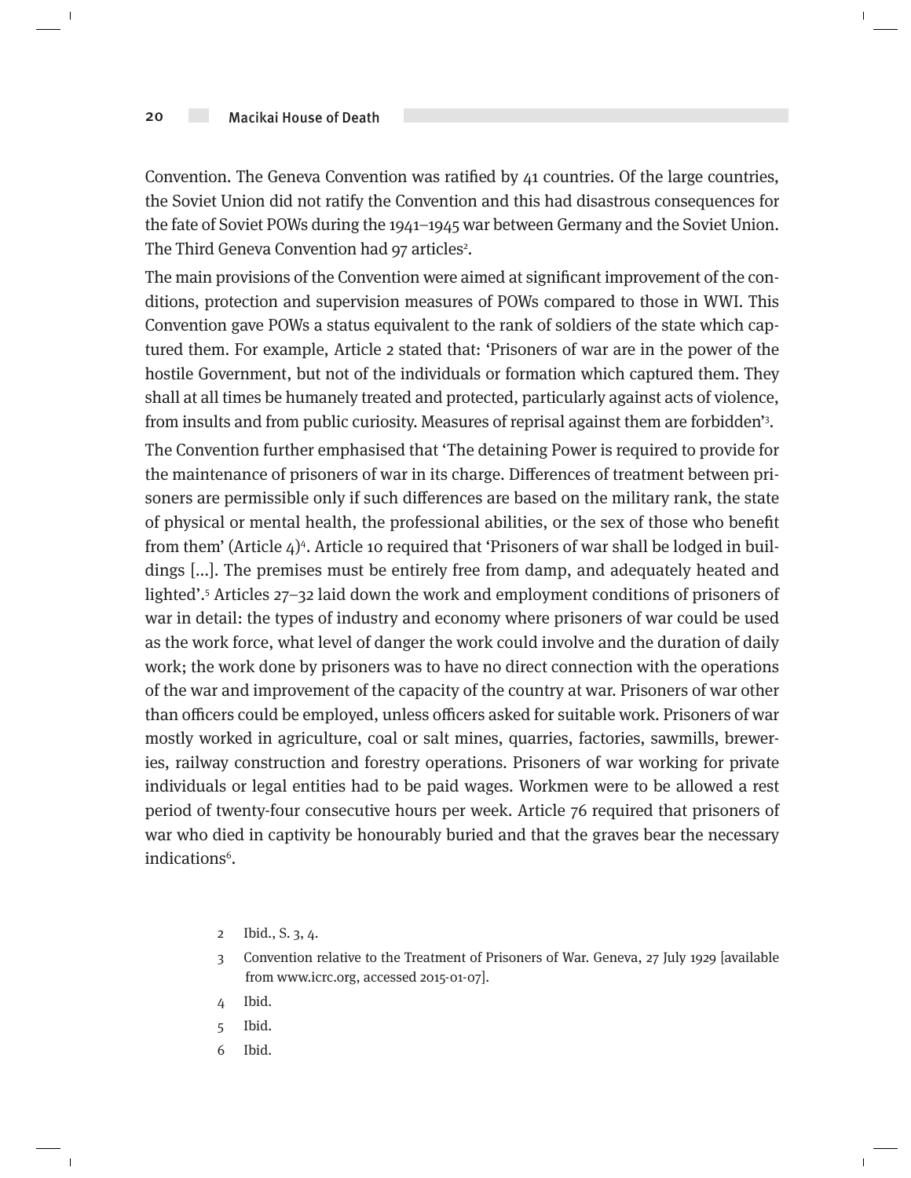Convention. The Geneva Convention was ratified by 41 countries. Of the large countries, the Soviet Union did not ratify the Convention and this had disastrous consequences for the fate of Soviet POWs during the 1941–1945 war between Germany and the Soviet Union. The Third Geneva Convention had 97 articles[2].

The main provisions of the Convention were aimed at significant improvement of the conditions, protection and supervision measures of POWs compared to those in WWI. This Convention gave POWs a status equivalent to the rank of soldiers of the state which captured them. For example, Article 2 stated that: 'Prisoners of war are in the power of the hostile Government, but not of the individuals or formation which captured them. They shall at all times be humanely treated and protected, particularly against acts of violence, from insults and from public curiosity. Measures of reprisal against them are forbidden'[3].

The Convention further emphasised that 'The detaining Power is required to provide for the maintenance of prisoners of war in its charge. Differences of treatment between prisoners are permissible only if such differences are based on the military rank, the state of physical or mental health, the professional abilities, or the sex of those who benefit from them' (Article 4)[4]. Article 10 required that 'Prisoners of war shall be lodged in buildings [...]. The premises must be entirely free from damp, and adequately heated and lighted'.[5] Articles 27–32 laid down the work and employment conditions of prisoners of war in detail: the types of industry and economy where prisoners of war could be used as the work force, what level of danger the work could involve and the duration of daily work; the work done by prisoners was to have no direct connection with the operations of the war and improvement of the capacity of the country at war. Prisoners of war other than officers could be employed, unless officers asked for suitable work. Prisoners of war mostly worked in agriculture, coal or salt mines, quarries, factories, sawmills, breweries, railway construction and forestry operations. Prisoners of war working for private individuals or legal entities had to be paid wages. Workmen were to be allowed a rest period of twenty-four consecutive hours per week. Article 76 required that prisoners of war who died in captivity be honourably buried and that the graves bear the necessary indications[6].

2 Ibid., S. 3, 4.

3 Convention relative to the Treatment of Prisoners of War. Geneva, 27 July 1929 [available from www.icrc.org, accessed 2015-01-07].

4 Ibid.

5 Ibid.

6 Ibid.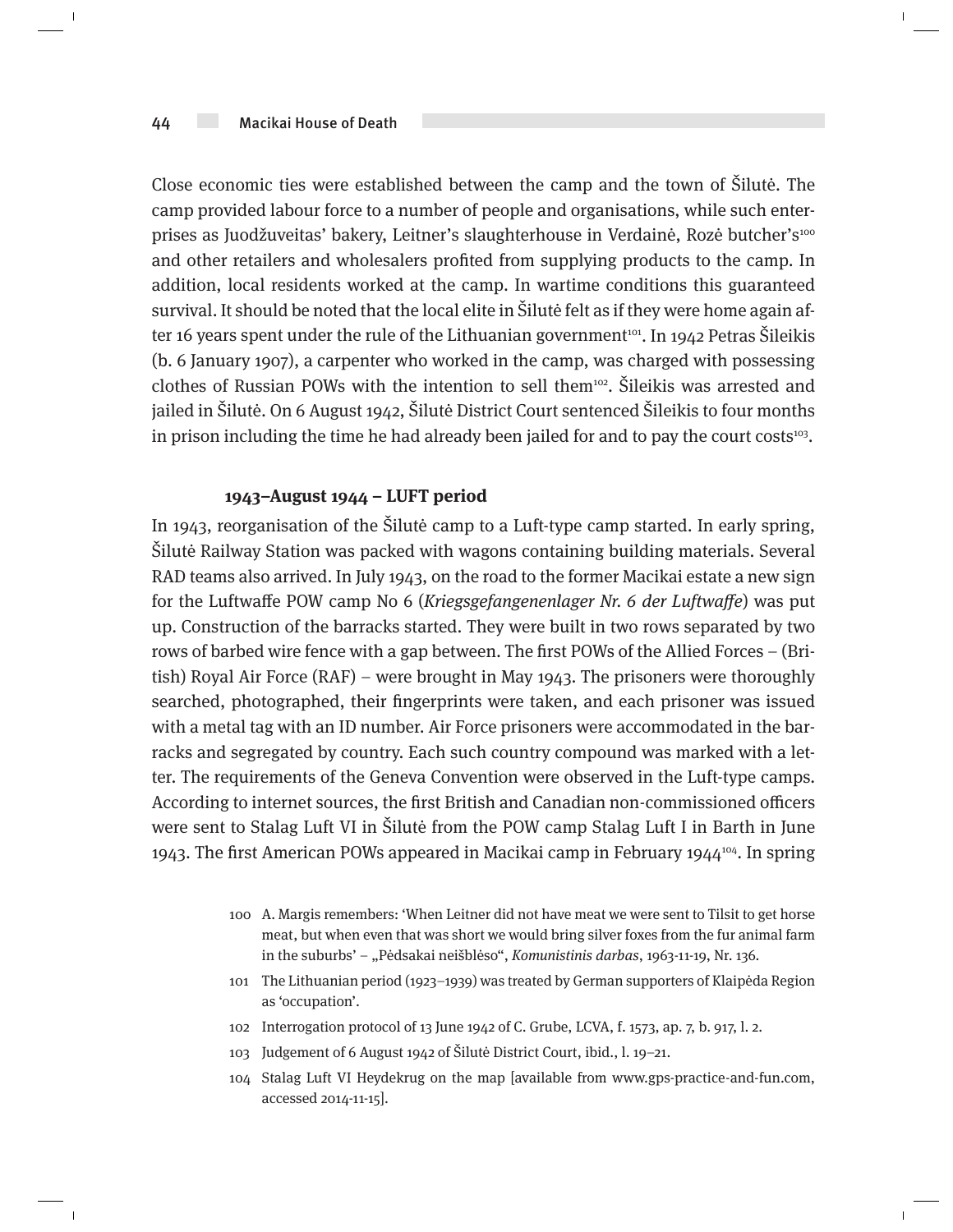Close economic ties were established between the camp and the town of Šilutė. The camp provided labour force to a number of people and organisations, while such enterprises as Juodžuveitas' bakery, Leitner's slaughterhouse in Verdainė, Rozė butcher's[100] and other retailers and wholesalers profited from supplying products to the camp. In addition, local residents worked at the camp. In wartime conditions this guaranteed survival. It should be noted that the local elite in Šilutė felt as if they were home again after 16 years spent under the rule of the Lithuanian government[101]. In 1942 Petras Šileikis (b. 6 January 1907), a carpenter who worked in the camp, was charged with possessing clothes of Russian POWs with the intention to sell them[102]. Šileikis was arrested and jailed in Šilutė. On 6 August 1942, Šilutė District Court sentenced Šileikis to four months in prison including the time he had already been jailed for and to pay the court costs[103].

### 1943–August 1944 – LUFT period

In 1943, reorganisation of the Šilutė camp to a Luft-type camp started. In early spring, Šilutė Railway Station was packed with wagons containing building materials. Several RAD teams also arrived. In July 1943, on the road to the former Macikai estate a new sign for the Luftwaffe POW camp No 6 (*Kriegsgefangenenlager Nr. 6 der Luftwaffe*) was put up. Construction of the barracks started. They were built in two rows separated by two rows of barbed wire fence with a gap between. The first POWs of the Allied Forces – (British) Royal Air Force (RAF) – were brought in May 1943. The prisoners were thoroughly searched, photographed, their fingerprints were taken, and each prisoner was issued with a metal tag with an ID number. Air Force prisoners were accommodated in the barracks and segregated by country. Each such country compound was marked with a letter. The requirements of the Geneva Convention were observed in the Luft-type camps. According to internet sources, the first British and Canadian non-commissioned officers were sent to Stalag Luft VI in Šilutė from the POW camp Stalag Luft I in Barth in June 1943. The first American POWs appeared in Macikai camp in February 1944[104]. In spring

100 A. Margis remembers: 'When Leitner did not have meat we were sent to Tilsit to get horse meat, but when even that was short we would bring silver foxes from the fur animal farm in the suburbs' – „Pėdsakai neišblėso", *Komunistinis darbas*, 1963-11-19, Nr. 136.

101 The Lithuanian period (1923–1939) was treated by German supporters of Klaipėda Region as 'occupation'.

102 Interrogation protocol of 13 June 1942 of C. Grube, LCVA, f. 1573, ap. 7, b. 917, l. 2.

103 Judgement of 6 August 1942 of Šilutė District Court, ibid., l. 19–21.

104 Stalag Luft VI Heydekrug on the map [available from www.gps-practice-and-fun.com, accessed 2014-11-15].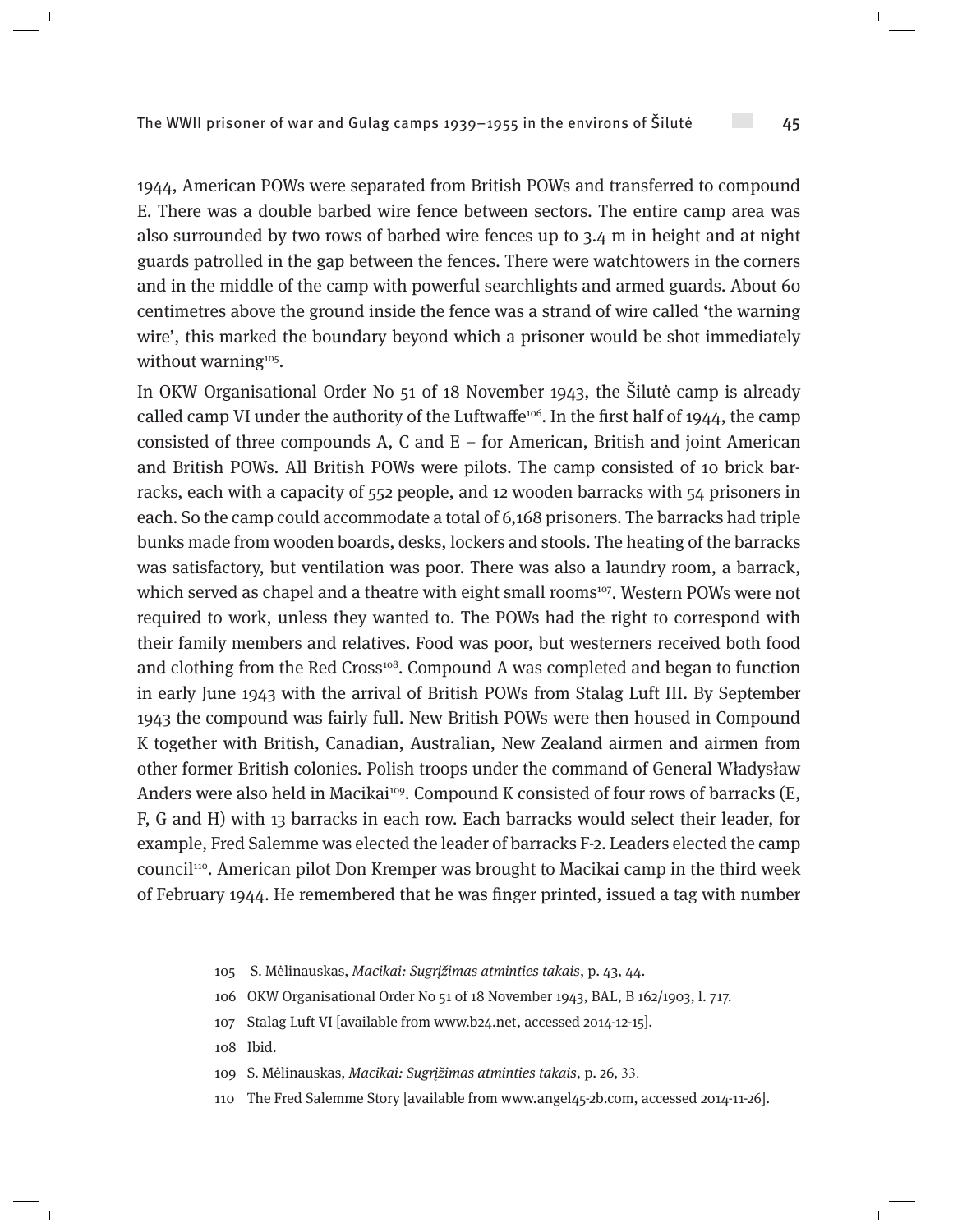1944, American POWs were separated from British POWs and transferred to compound E. There was a double barbed wire fence between sectors. The entire camp area was also surrounded by two rows of barbed wire fences up to 3.4 m in height and at night guards patrolled in the gap between the fences. There were watchtowers in the corners and in the middle of the camp with powerful searchlights and armed guards. About 60 centimetres above the ground inside the fence was a strand of wire called 'the warning wire', this marked the boundary beyond which a prisoner would be shot immediately without warning[105].

In OKW Organisational Order No 51 of 18 November 1943, the Šilutė camp is already called camp VI under the authority of the Luftwaffe[106]. In the first half of 1944, the camp consisted of three compounds A, C and E – for American, British and joint American and British POWs. All British POWs were pilots. The camp consisted of 10 brick barracks, each with a capacity of 552 people, and 12 wooden barracks with 54 prisoners in each. So the camp could accommodate a total of 6,168 prisoners. The barracks had triple bunks made from wooden boards, desks, lockers and stools. The heating of the barracks was satisfactory, but ventilation was poor. There was also a laundry room, a barrack, which served as chapel and a theatre with eight small rooms[107]. Western POWs were not required to work, unless they wanted to. The POWs had the right to correspond with their family members and relatives. Food was poor, but westerners received both food and clothing from the Red Cross[108]. Compound A was completed and began to function in early June 1943 with the arrival of British POWs from Stalag Luft III. By September 1943 the compound was fairly full. New British POWs were then housed in Compound K together with British, Canadian, Australian, New Zealand airmen and airmen from other former British colonies. Polish troops under the command of General Władysław Anders were also held in Macikai[109]. Compound K consisted of four rows of barracks (E, F, G and H) with 13 barracks in each row. Each barracks would select their leader, for example, Fred Salemme was elected the leader of barracks F-2. Leaders elected the camp council[110]. American pilot Don Kremper was brought to Macikai camp in the third week of February 1944. He remembered that he was finger printed, issued a tag with number

105 S. Mėlinauskas, *Macikai: Sugrįžimas atminties takais*, p. 43, 44.

106 OKW Organisational Order No 51 of 18 November 1943, BAL, B 162/1903, l. 717.

107 Stalag Luft VI [available from www.b24.net, accessed 2014-12-15].

108 Ibid.

109 S. Mėlinauskas, *Macikai: Sugrįžimas atminties takais*, p. 26, 33.

110 The Fred Salemme Story [available from www.angel45-2b.com, accessed 2014-11-26].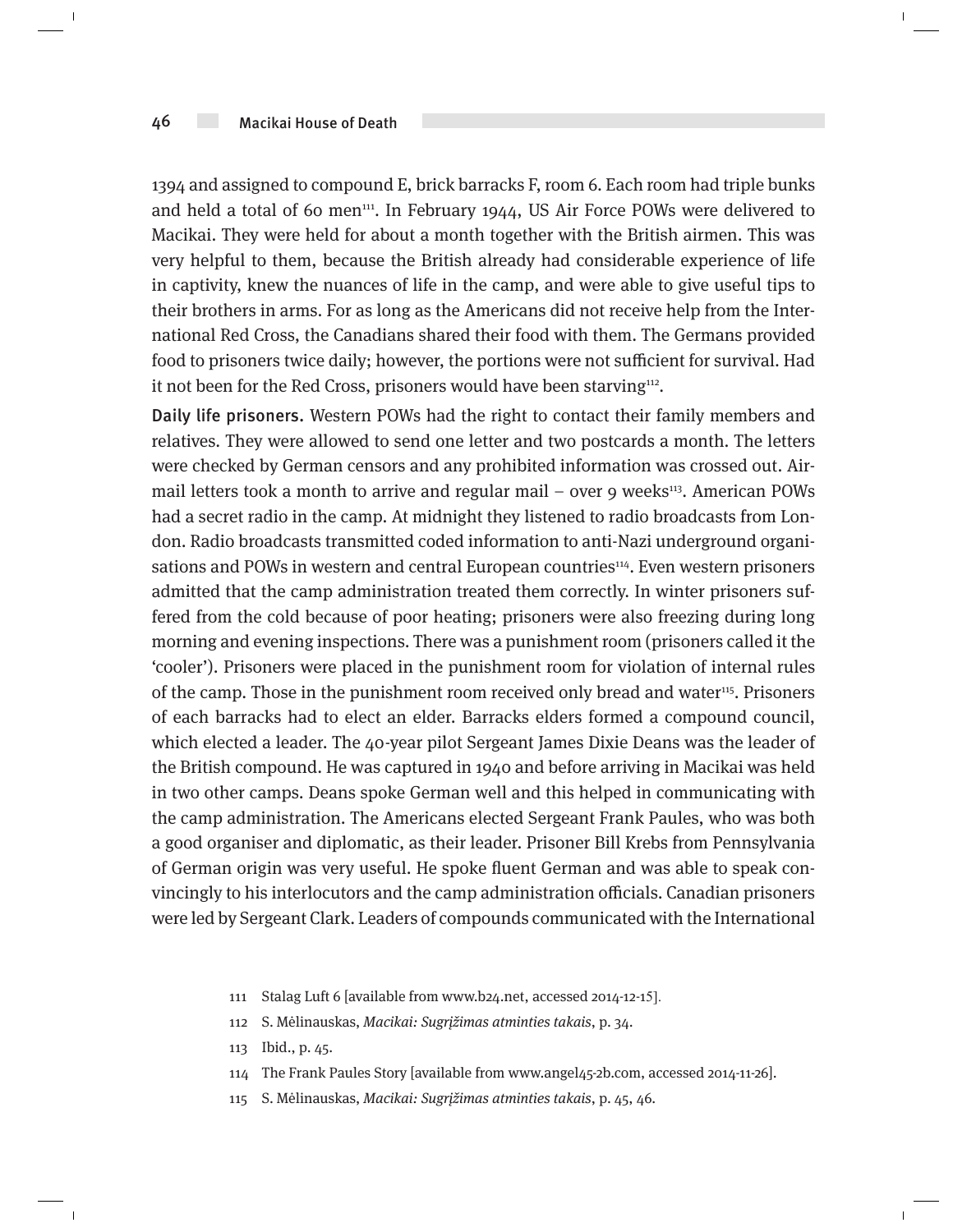1394 and assigned to compound E, brick barracks F, room 6. Each room had triple bunks and held a total of 60 men[111]. In February 1944, US Air Force POWs were delivered to Macikai. They were held for about a month together with the British airmen. This was very helpful to them, because the British already had considerable experience of life in captivity, knew the nuances of life in the camp, and were able to give useful tips to their brothers in arms. For as long as the Americans did not receive help from the International Red Cross, the Canadians shared their food with them. The Germans provided food to prisoners twice daily; however, the portions were not sufficient for survival. Had it not been for the Red Cross, prisoners would have been starving[112].

**Daily life prisoners.** Western POWs had the right to contact their family members and relatives. They were allowed to send one letter and two postcards a month. The letters were checked by German censors and any prohibited information was crossed out. Airmail letters took a month to arrive and regular mail – over 9 weeks[113]. American POWs had a secret radio in the camp. At midnight they listened to radio broadcasts from London. Radio broadcasts transmitted coded information to anti-Nazi underground organisations and POWs in western and central European countries[114]. Even western prisoners admitted that the camp administration treated them correctly. In winter prisoners suffered from the cold because of poor heating; prisoners were also freezing during long morning and evening inspections. There was a punishment room (prisoners called it the 'cooler'). Prisoners were placed in the punishment room for violation of internal rules of the camp. Those in the punishment room received only bread and water[115]. Prisoners of each barracks had to elect an elder. Barracks elders formed a compound council, which elected a leader. The 40-year pilot Sergeant James Dixie Deans was the leader of the British compound. He was captured in 1940 and before arriving in Macikai was held in two other camps. Deans spoke German well and this helped in communicating with the camp administration. The Americans elected Sergeant Frank Paules, who was both a good organiser and diplomatic, as their leader. Prisoner Bill Krebs from Pennsylvania of German origin was very useful. He spoke fluent German and was able to speak convincingly to his interlocutors and the camp administration officials. Canadian prisoners were led by Sergeant Clark. Leaders of compounds communicated with the International

111 Stalag Luft 6 [available from www.b24.net, accessed 2014-12-15].

112 S. Mėlinauskas, *Macikai: Sugrįžimas atminties takais*, p. 34.

113 Ibid., p. 45.

114 The Frank Paules Story [available from www.angel45-2b.com, accessed 2014-11-26].

115 S. Mėlinauskas, *Macikai: Sugrįžimas atminties takais*, p. 45, 46.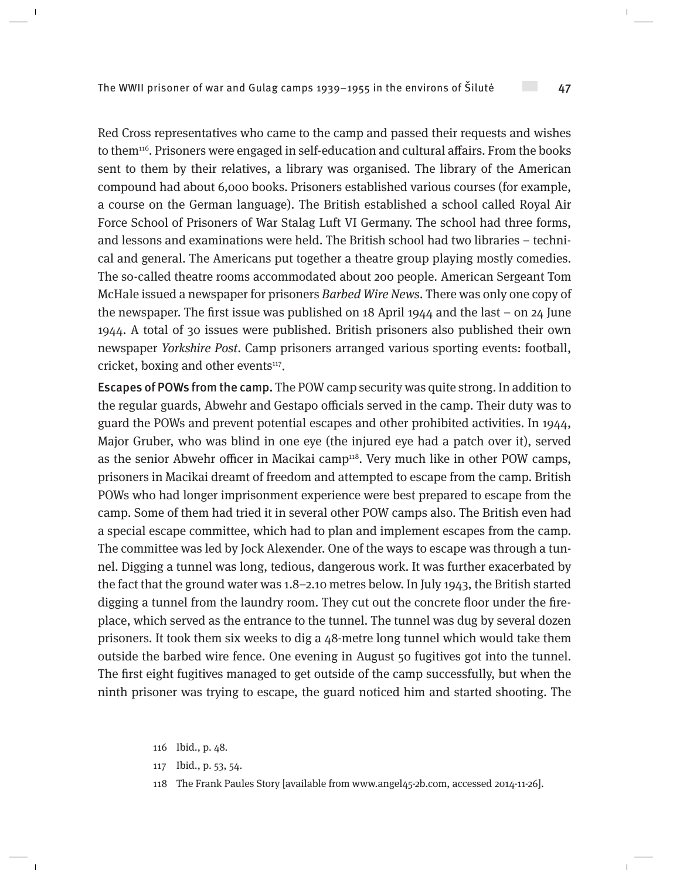Red Cross representatives who came to the camp and passed their requests and wishes to them[116]. Prisoners were engaged in self-education and cultural affairs. From the books sent to them by their relatives, a library was organised. The library of the American compound had about 6,000 books. Prisoners established various courses (for example, a course on the German language). The British established a school called Royal Air Force School of Prisoners of War Stalag Luft VI Germany. The school had three forms, and lessons and examinations were held. The British school had two libraries – technical and general. The Americans put together a theatre group playing mostly comedies. The so-called theatre rooms accommodated about 200 people. American Sergeant Tom McHale issued a newspaper for prisoners *Barbed Wire News*. There was only one copy of the newspaper. The first issue was published on 18 April 1944 and the last – on 24 June 1944. A total of 30 issues were published. British prisoners also published their own newspaper *Yorkshire Post*. Camp prisoners arranged various sporting events: football, cricket, boxing and other events[117].

**Escapes of POWs from the camp.** The POW camp security was quite strong. In addition to the regular guards, Abwehr and Gestapo officials served in the camp. Their duty was to guard the POWs and prevent potential escapes and other prohibited activities. In 1944, Major Gruber, who was blind in one eye (the injured eye had a patch over it), served as the senior Abwehr officer in Macikai camp[118]. Very much like in other POW camps, prisoners in Macikai dreamt of freedom and attempted to escape from the camp. British POWs who had longer imprisonment experience were best prepared to escape from the camp. Some of them had tried it in several other POW camps also. The British even had a special escape committee, which had to plan and implement escapes from the camp. The committee was led by Jock Alexender. One of the ways to escape was through a tunnel. Digging a tunnel was long, tedious, dangerous work. It was further exacerbated by the fact that the ground water was 1.8–2.10 metres below. In July 1943, the British started digging a tunnel from the laundry room. They cut out the concrete floor under the fireplace, which served as the entrance to the tunnel. The tunnel was dug by several dozen prisoners. It took them six weeks to dig a 48-metre long tunnel which would take them outside the barbed wire fence. One evening in August 50 fugitives got into the tunnel. The first eight fugitives managed to get outside of the camp successfully, but when the ninth prisoner was trying to escape, the guard noticed him and started shooting. The

116 Ibid., p. 48.

117 Ibid., p. 53, 54.

118 The Frank Paules Story [available from www.angel45-2b.com, accessed 2014-11-26].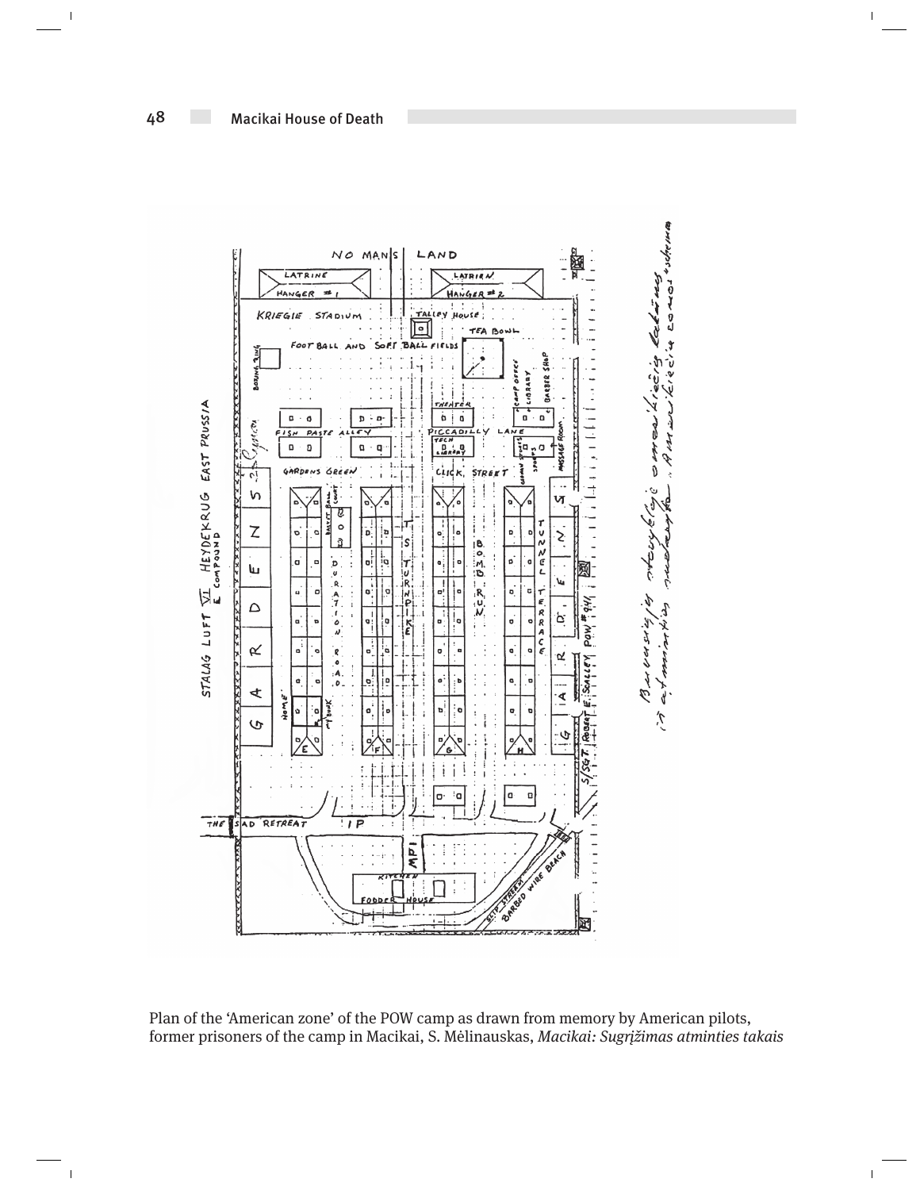Plan of the 'American zone' of the POW camp as drawn from memory by American pilots, former prisoners of the camp in Macikai, S. Mėlinauskas, *Macikai: Sugrįžimas atminties takais*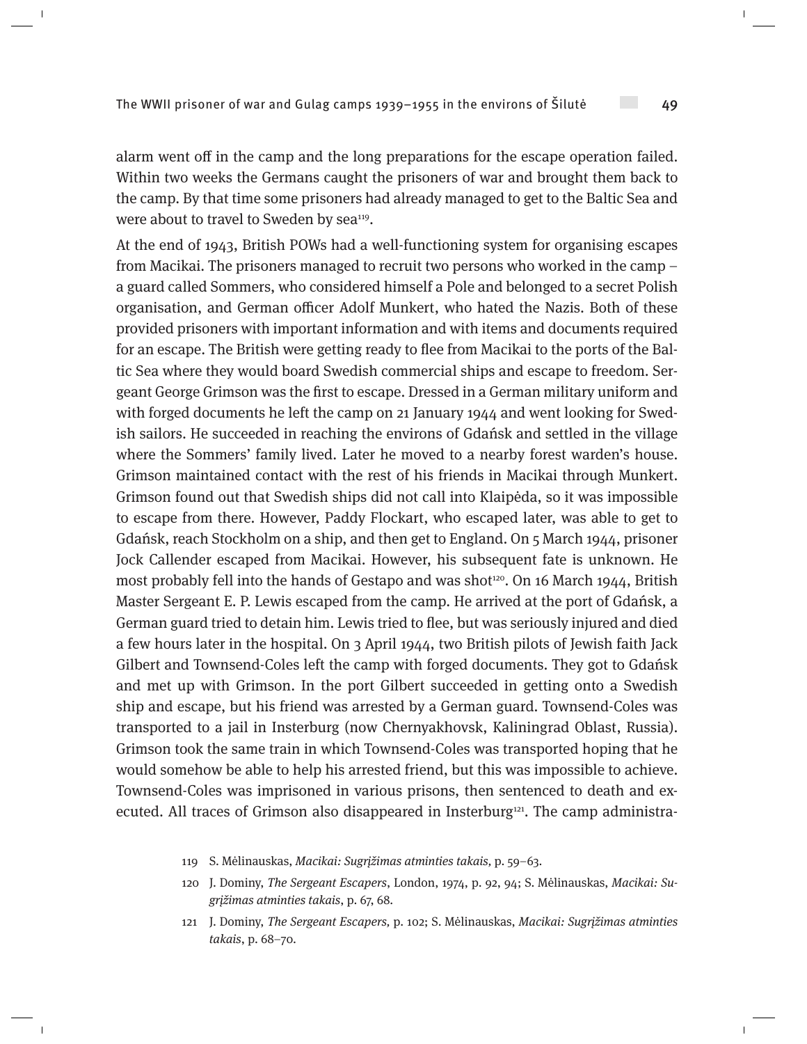alarm went off in the camp and the long preparations for the escape operation failed. Within two weeks the Germans caught the prisoners of war and brought them back to the camp. By that time some prisoners had already managed to get to the Baltic Sea and were about to travel to Sweden by sea[119].

At the end of 1943, British POWs had a well-functioning system for organising escapes from Macikai. The prisoners managed to recruit two persons who worked in the camp – a guard called Sommers, who considered himself a Pole and belonged to a secret Polish organisation, and German officer Adolf Munkert, who hated the Nazis. Both of these provided prisoners with important information and with items and documents required for an escape. The British were getting ready to flee from Macikai to the ports of the Baltic Sea where they would board Swedish commercial ships and escape to freedom. Sergeant George Grimson was the first to escape. Dressed in a German military uniform and with forged documents he left the camp on 21 January 1944 and went looking for Swedish sailors. He succeeded in reaching the environs of Gdańsk and settled in the village where the Sommers' family lived. Later he moved to a nearby forest warden's house. Grimson maintained contact with the rest of his friends in Macikai through Munkert. Grimson found out that Swedish ships did not call into Klaipėda, so it was impossible to escape from there. However, Paddy Flockart, who escaped later, was able to get to Gdańsk, reach Stockholm on a ship, and then get to England. On 5 March 1944, prisoner Jock Callender escaped from Macikai. However, his subsequent fate is unknown. He most probably fell into the hands of Gestapo and was shot[120]. On 16 March 1944, British Master Sergeant E. P. Lewis escaped from the camp. He arrived at the port of Gdańsk, a German guard tried to detain him. Lewis tried to flee, but was seriously injured and died a few hours later in the hospital. On 3 April 1944, two British pilots of Jewish faith Jack Gilbert and Townsend-Coles left the camp with forged documents. They got to Gdańsk and met up with Grimson. In the port Gilbert succeeded in getting onto a Swedish ship and escape, but his friend was arrested by a German guard. Townsend-Coles was transported to a jail in Insterburg (now Chernyakhovsk, Kaliningrad Oblast, Russia). Grimson took the same train in which Townsend-Coles was transported hoping that he would somehow be able to help his arrested friend, but this was impossible to achieve. Townsend-Coles was imprisoned in various prisons, then sentenced to death and executed. All traces of Grimson also disappeared in Insterburg[121]. The camp administra-

119 S. Mėlinauskas, *Macikai: Sugrįžimas atminties takais*, p. 59–63.

120 J. Dominy, *The Sergeant Escapers*, London, 1974, p. 92, 94; S. Mėlinauskas, *Macikai: Sugrįžimas atminties takais*, p. 67, 68.

121 J. Dominy, *The Sergeant Escapers*, p. 102; S. Mėlinauskas, *Macikai: Sugrįžimas atminties takais*, p. 68–70.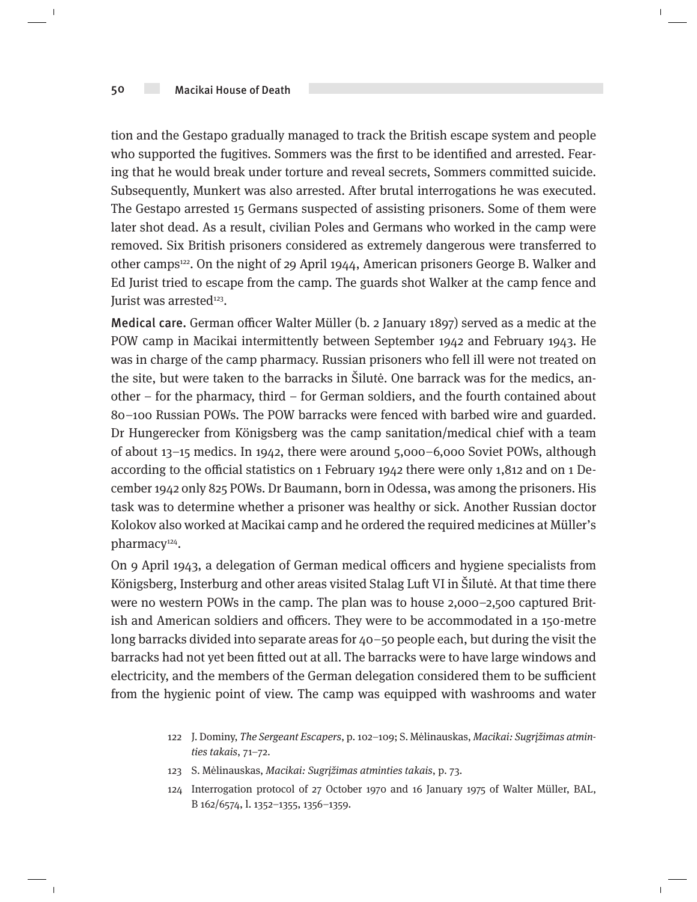tion and the Gestapo gradually managed to track the British escape system and people who supported the fugitives. Sommers was the first to be identified and arrested. Fearing that he would break under torture and reveal secrets, Sommers committed suicide. Subsequently, Munkert was also arrested. After brutal interrogations he was executed. The Gestapo arrested 15 Germans suspected of assisting prisoners. Some of them were later shot dead. As a result, civilian Poles and Germans who worked in the camp were removed. Six British prisoners considered as extremely dangerous were transferred to other camps[122]. On the night of 29 April 1944, American prisoners George B. Walker and Ed Jurist tried to escape from the camp. The guards shot Walker at the camp fence and Jurist was arrested[123].

**Medical care.** German officer Walter Müller (b. 2 January 1897) served as a medic at the POW camp in Macikai intermittently between September 1942 and February 1943. He was in charge of the camp pharmacy. Russian prisoners who fell ill were not treated on the site, but were taken to the barracks in Šilutė. One barrack was for the medics, another – for the pharmacy, third – for German soldiers, and the fourth contained about 80–100 Russian POWs. The POW barracks were fenced with barbed wire and guarded. Dr Hungerecker from Königsberg was the camp sanitation/medical chief with a team of about 13–15 medics. In 1942, there were around 5,000–6,000 Soviet POWs, although according to the official statistics on 1 February 1942 there were only 1,812 and on 1 December 1942 only 825 POWs. Dr Baumann, born in Odessa, was among the prisoners. His task was to determine whether a prisoner was healthy or sick. Another Russian doctor Kolokov also worked at Macikai camp and he ordered the required medicines at Müller's pharmacy[124].

On 9 April 1943, a delegation of German medical officers and hygiene specialists from Königsberg, Insterburg and other areas visited Stalag Luft VI in Šilutė. At that time there were no western POWs in the camp. The plan was to house 2,000–2,500 captured British and American soldiers and officers. They were to be accommodated in a 150-metre long barracks divided into separate areas for 40–50 people each, but during the visit the barracks had not yet been fitted out at all. The barracks were to have large windows and electricity, and the members of the German delegation considered them to be sufficient from the hygienic point of view. The camp was equipped with washrooms and water

122 J. Dominy, *The Sergeant Escapers*, p. 102–109; S. Mėlinauskas, *Macikai: Sugrįžimas atminties takais*, 71–72.

123 S. Mėlinauskas, *Macikai: Sugrįžimas atminties takais*, p. 73.

124 Interrogation protocol of 27 October 1970 and 16 January 1975 of Walter Müller, BAL, B 162/6574, l. 1352–1355, 1356–1359.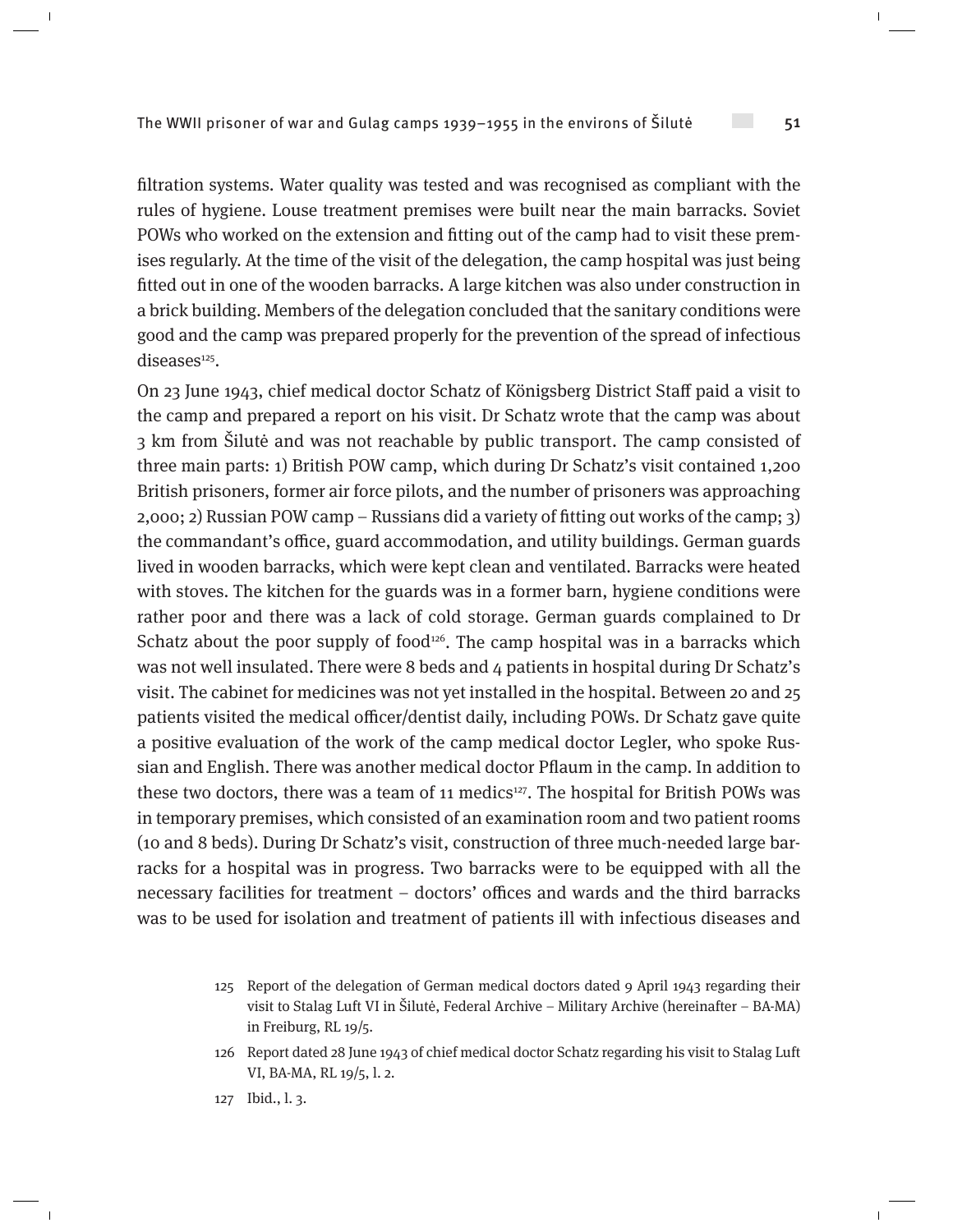filtration systems. Water quality was tested and was recognised as compliant with the rules of hygiene. Louse treatment premises were built near the main barracks. Soviet POWs who worked on the extension and fitting out of the camp had to visit these premises regularly. At the time of the visit of the delegation, the camp hospital was just being fitted out in one of the wooden barracks. A large kitchen was also under construction in a brick building. Members of the delegation concluded that the sanitary conditions were good and the camp was prepared properly for the prevention of the spread of infectious diseases[125].

On 23 June 1943, chief medical doctor Schatz of Königsberg District Staff paid a visit to the camp and prepared a report on his visit. Dr Schatz wrote that the camp was about 3 km from Šilutė and was not reachable by public transport. The camp consisted of three main parts: 1) British POW camp, which during Dr Schatz's visit contained 1,200 British prisoners, former air force pilots, and the number of prisoners was approaching 2,000; 2) Russian POW camp – Russians did a variety of fitting out works of the camp; 3) the commandant's office, guard accommodation, and utility buildings. German guards lived in wooden barracks, which were kept clean and ventilated. Barracks were heated with stoves. The kitchen for the guards was in a former barn, hygiene conditions were rather poor and there was a lack of cold storage. German guards complained to Dr Schatz about the poor supply of food[126]. The camp hospital was in a barracks which was not well insulated. There were 8 beds and 4 patients in hospital during Dr Schatz's visit. The cabinet for medicines was not yet installed in the hospital. Between 20 and 25 patients visited the medical officer/dentist daily, including POWs. Dr Schatz gave quite a positive evaluation of the work of the camp medical doctor Legler, who spoke Russian and English. There was another medical doctor Pflaum in the camp. In addition to these two doctors, there was a team of 11 medics[127]. The hospital for British POWs was in temporary premises, which consisted of an examination room and two patient rooms (10 and 8 beds). During Dr Schatz's visit, construction of three much-needed large barracks for a hospital was in progress. Two barracks were to be equipped with all the necessary facilities for treatment – doctors' offices and wards and the third barracks was to be used for isolation and treatment of patients ill with infectious diseases and

125 Report of the delegation of German medical doctors dated 9 April 1943 regarding their visit to Stalag Luft VI in Šilutė, Federal Archive – Military Archive (hereinafter – BA-MA) in Freiburg, RL 19/5.

126 Report dated 28 June 1943 of chief medical doctor Schatz regarding his visit to Stalag Luft VI, BA-MA, RL 19/5, l. 2.

127 Ibid., l. 3.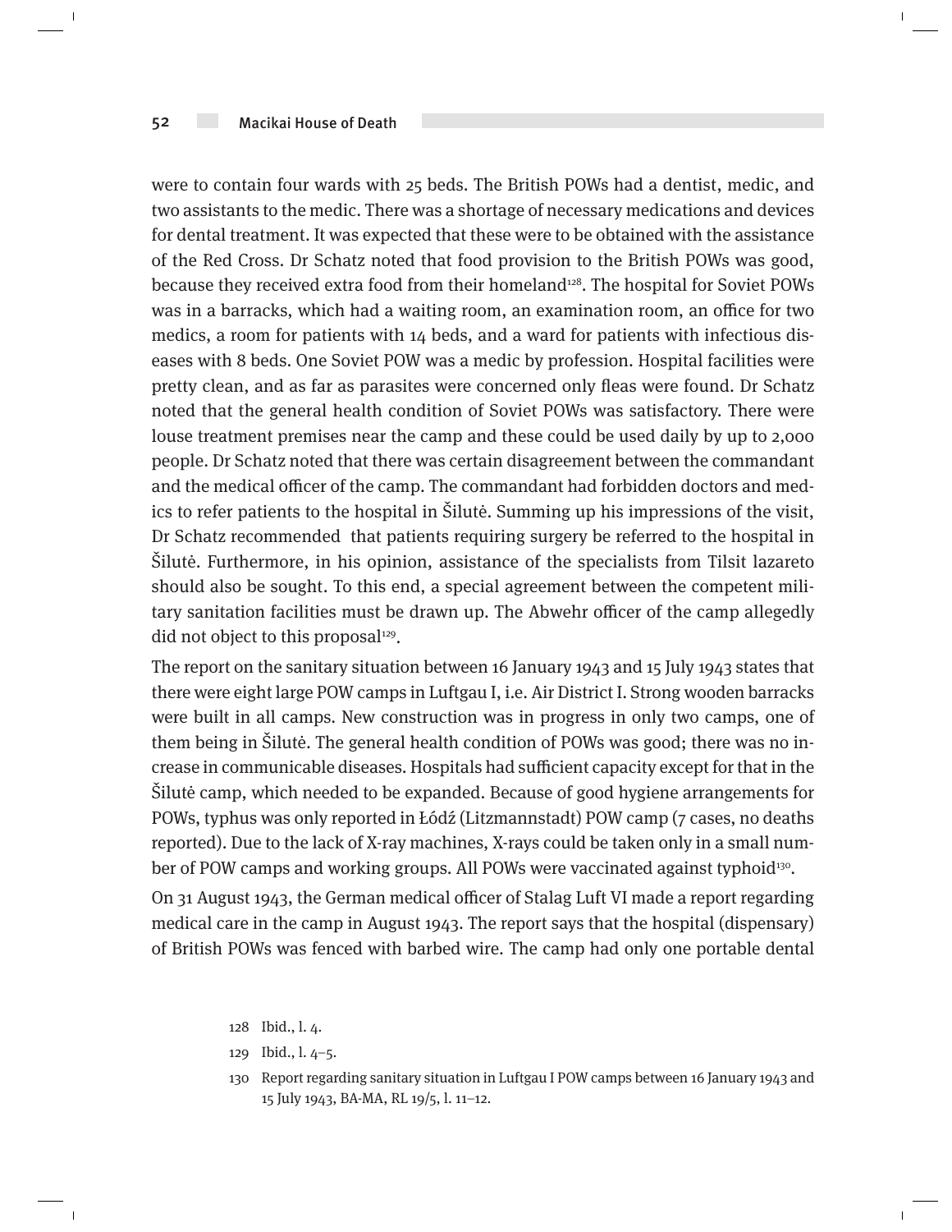were to contain four wards with 25 beds. The British POWs had a dentist, medic, and two assistants to the medic. There was a shortage of necessary medications and devices for dental treatment. It was expected that these were to be obtained with the assistance of the Red Cross. Dr Schatz noted that food provision to the British POWs was good, because they received extra food from their homeland[128]. The hospital for Soviet POWs was in a barracks, which had a waiting room, an examination room, an office for two medics, a room for patients with 14 beds, and a ward for patients with infectious diseases with 8 beds. One Soviet POW was a medic by profession. Hospital facilities were pretty clean, and as far as parasites were concerned only fleas were found. Dr Schatz noted that the general health condition of Soviet POWs was satisfactory. There were louse treatment premises near the camp and these could be used daily by up to 2,000 people. Dr Schatz noted that there was certain disagreement between the commandant and the medical officer of the camp. The commandant had forbidden doctors and medics to refer patients to the hospital in Šilutė. Summing up his impressions of the visit, Dr Schatz recommended that patients requiring surgery be referred to the hospital in Šilutė. Furthermore, in his opinion, assistance of the specialists from Tilsit lazareto should also be sought. To this end, a special agreement between the competent military sanitation facilities must be drawn up. The Abwehr officer of the camp allegedly did not object to this proposal[129].

The report on the sanitary situation between 16 January 1943 and 15 July 1943 states that there were eight large POW camps in Luftgau I, i.e. Air District I. Strong wooden barracks were built in all camps. New construction was in progress in only two camps, one of them being in Šilutė. The general health condition of POWs was good; there was no increase in communicable diseases. Hospitals had sufficient capacity except for that in the Šilutė camp, which needed to be expanded. Because of good hygiene arrangements for POWs, typhus was only reported in Łódź (Litzmannstadt) POW camp (7 cases, no deaths reported). Due to the lack of X-ray machines, X-rays could be taken only in a small number of POW camps and working groups. All POWs were vaccinated against typhoid[130].

On 31 August 1943, the German medical officer of Stalag Luft VI made a report regarding medical care in the camp in August 1943. The report says that the hospital (dispensary) of British POWs was fenced with barbed wire. The camp had only one portable dental

128 Ibid., l. 4.

129 Ibid., l. 4–5.

130 Report regarding sanitary situation in Luftgau I POW camps between 16 January 1943 and 15 July 1943, BA-MA, RL 19/5, l. 11–12.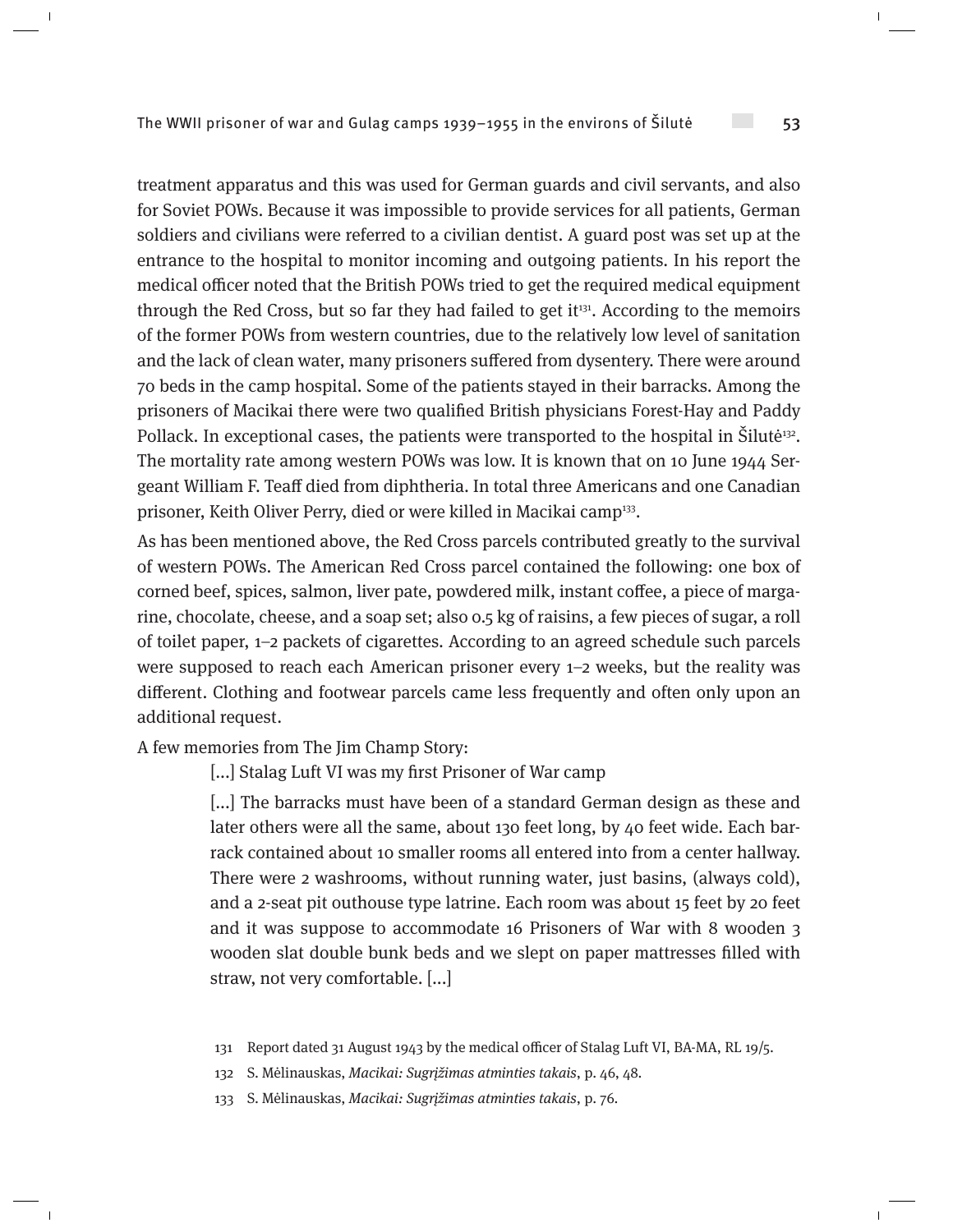treatment apparatus and this was used for German guards and civil servants, and also for Soviet POWs. Because it was impossible to provide services for all patients, German soldiers and civilians were referred to a civilian dentist. A guard post was set up at the entrance to the hospital to monitor incoming and outgoing patients. In his report the medical officer noted that the British POWs tried to get the required medical equipment through the Red Cross, but so far they had failed to get it[131]. According to the memoirs of the former POWs from western countries, due to the relatively low level of sanitation and the lack of clean water, many prisoners suffered from dysentery. There were around 70 beds in the camp hospital. Some of the patients stayed in their barracks. Among the prisoners of Macikai there were two qualified British physicians Forest-Hay and Paddy Pollack. In exceptional cases, the patients were transported to the hospital in Šilutė[132]. The mortality rate among western POWs was low. It is known that on 10 June 1944 Sergeant William F. Teaff died from diphtheria. In total three Americans and one Canadian prisoner, Keith Oliver Perry, died or were killed in Macikai camp[133].

As has been mentioned above, the Red Cross parcels contributed greatly to the survival of western POWs. The American Red Cross parcel contained the following: one box of corned beef, spices, salmon, liver pate, powdered milk, instant coffee, a piece of margarine, chocolate, cheese, and a soap set; also 0.5 kg of raisins, a few pieces of sugar, a roll of toilet paper, 1–2 packets of cigarettes. According to an agreed schedule such parcels were supposed to reach each American prisoner every 1–2 weeks, but the reality was different. Clothing and footwear parcels came less frequently and often only upon an additional request.

A few memories from The Jim Champ Story:

> [...] Stalag Luft VI was my first Prisoner of War camp
>
> [...] The barracks must have been of a standard German design as these and later others were all the same, about 130 feet long, by 40 feet wide. Each barrack contained about 10 smaller rooms all entered into from a center hallway. There were 2 washrooms, without running water, just basins, (always cold), and a 2-seat pit outhouse type latrine. Each room was about 15 feet by 20 feet and it was suppose to accommodate 16 Prisoners of War with 8 wooden 3 wooden slat double bunk beds and we slept on paper mattresses filled with straw, not very comfortable. [...]

131 Report dated 31 August 1943 by the medical officer of Stalag Luft VI, BA-MA, RL 19/5.

132 S. Mėlinauskas, *Macikai: Sugrįžimas atminties takais*, p. 46, 48.

133 S. Mėlinauskas, *Macikai: Sugrįžimas atminties takais*, p. 76.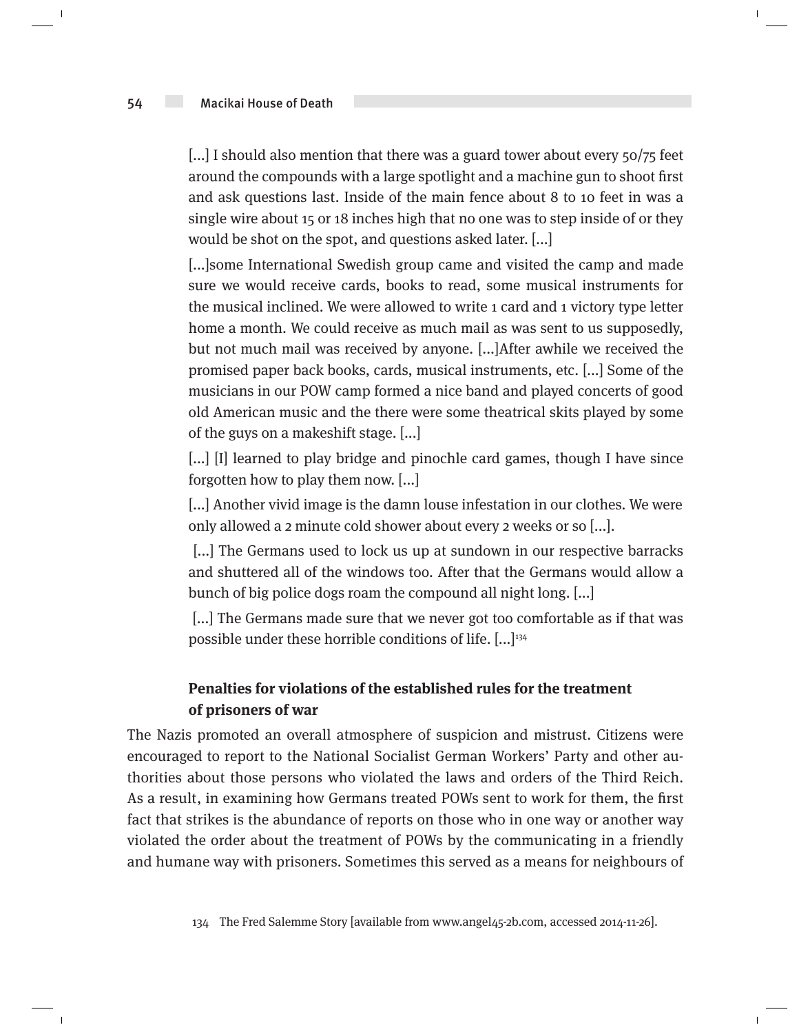> [...] I should also mention that there was a guard tower about every 50/75 feet around the compounds with a large spotlight and a machine gun to shoot first and ask questions last. Inside of the main fence about 8 to 10 feet in was a single wire about 15 or 18 inches high that no one was to step inside of or they would be shot on the spot, and questions asked later. [...]
>
> [...]some International Swedish group came and visited the camp and made sure we would receive cards, books to read, some musical instruments for the musical inclined. We were allowed to write 1 card and 1 victory type letter home a month. We could receive as much mail as was sent to us supposedly, but not much mail was received by anyone. [...]After awhile we received the promised paper back books, cards, musical instruments, etc. [...] Some of the musicians in our POW camp formed a nice band and played concerts of good old American music and the there were some theatrical skits played by some of the guys on a makeshift stage. [...]
>
> [...] [I] learned to play bridge and pinochle card games, though I have since forgotten how to play them now. [...]
>
> [...] Another vivid image is the damn louse infestation in our clothes. We were only allowed a 2 minute cold shower about every 2 weeks or so [...].
>
> [...] The Germans used to lock us up at sundown in our respective barracks and shuttered all of the windows too. After that the Germans would allow a bunch of big police dogs roam the compound all night long. [...]
>
> [...] The Germans made sure that we never got too comfortable as if that was possible under these horrible conditions of life. [...][134]

### Penalties for violations of the established rules for the treatment of prisoners of war

The Nazis promoted an overall atmosphere of suspicion and mistrust. Citizens were encouraged to report to the National Socialist German Workers' Party and other authorities about those persons who violated the laws and orders of the Third Reich. As a result, in examining how Germans treated POWs sent to work for them, the first fact that strikes is the abundance of reports on those who in one way or another way violated the order about the treatment of POWs by the communicating in a friendly and humane way with prisoners. Sometimes this served as a means for neighbours of

134 The Fred Salemme Story [available from www.angel45-2b.com, accessed 2014-11-26].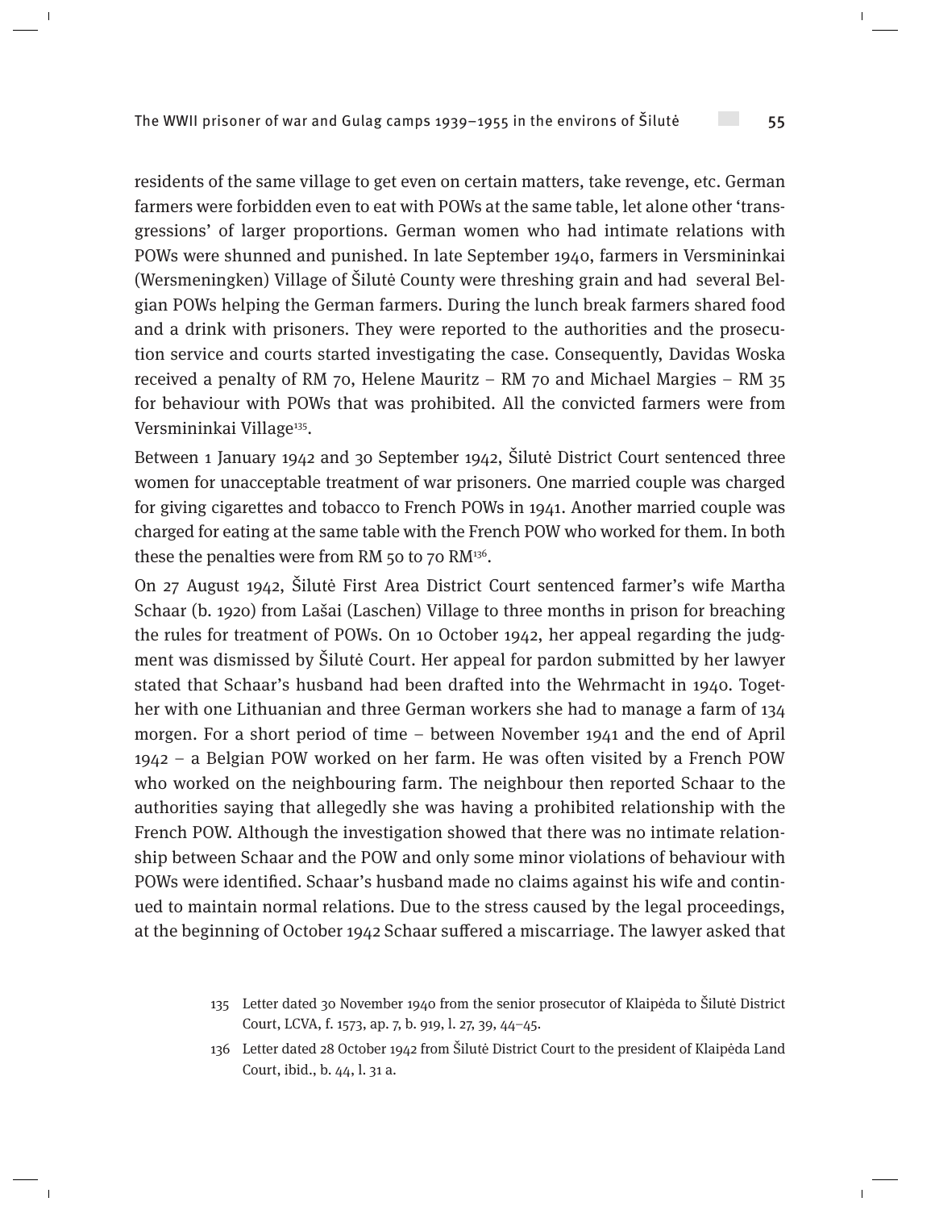residents of the same village to get even on certain matters, take revenge, etc. German farmers were forbidden even to eat with POWs at the same table, let alone other 'transgressions' of larger proportions. German women who had intimate relations with POWs were shunned and punished. In late September 1940, farmers in Versmininkai (Wersmeningken) Village of Šilutė County were threshing grain and had several Belgian POWs helping the German farmers. During the lunch break farmers shared food and a drink with prisoners. They were reported to the authorities and the prosecution service and courts started investigating the case. Consequently, Davidas Woska received a penalty of RM 70, Helene Mauritz – RM 70 and Michael Margies – RM 35 for behaviour with POWs that was prohibited. All the convicted farmers were from Versmininkai Village[135].

Between 1 January 1942 and 30 September 1942, Šilutė District Court sentenced three women for unacceptable treatment of war prisoners. One married couple was charged for giving cigarettes and tobacco to French POWs in 1941. Another married couple was charged for eating at the same table with the French POW who worked for them. In both these the penalties were from RM 50 to 70 RM[136].

On 27 August 1942, Šilutė First Area District Court sentenced farmer's wife Martha Schaar (b. 1920) from Lašai (Laschen) Village to three months in prison for breaching the rules for treatment of POWs. On 10 October 1942, her appeal regarding the judgment was dismissed by Šilutė Court. Her appeal for pardon submitted by her lawyer stated that Schaar's husband had been drafted into the Wehrmacht in 1940. Together with one Lithuanian and three German workers she had to manage a farm of 134 morgen. For a short period of time – between November 1941 and the end of April 1942 – a Belgian POW worked on her farm. He was often visited by a French POW who worked on the neighbouring farm. The neighbour then reported Schaar to the authorities saying that allegedly she was having a prohibited relationship with the French POW. Although the investigation showed that there was no intimate relationship between Schaar and the POW and only some minor violations of behaviour with POWs were identified. Schaar's husband made no claims against his wife and continued to maintain normal relations. Due to the stress caused by the legal proceedings, at the beginning of October 1942 Schaar suffered a miscarriage. The lawyer asked that

135 Letter dated 30 November 1940 from the senior prosecutor of Klaipėda to Šilutė District Court, LCVA, f. 1573, ap. 7, b. 919, l. 27, 39, 44–45.

136 Letter dated 28 October 1942 from Šilutė District Court to the president of Klaipėda Land Court, ibid., b. 44, l. 31 a.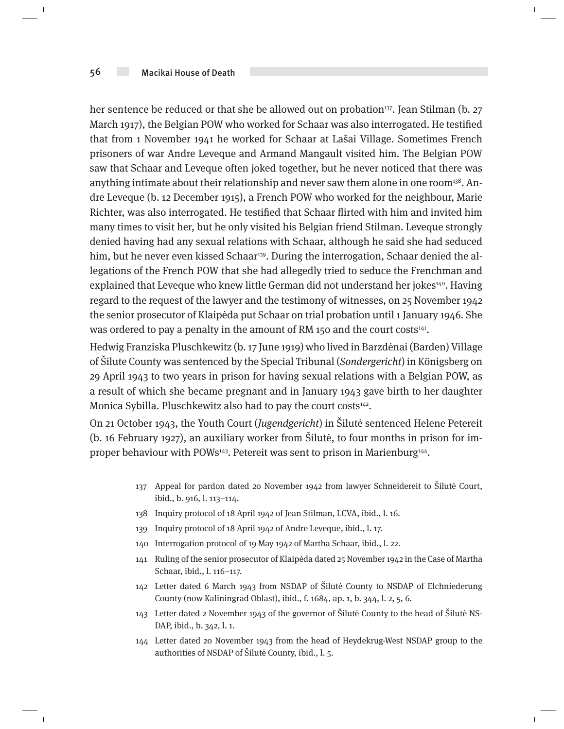her sentence be reduced or that she be allowed out on probation[137]. Jean Stilman (b. 27 March 1917), the Belgian POW who worked for Schaar was also interrogated. He testified that from 1 November 1941 he worked for Schaar at Lašai Village. Sometimes French prisoners of war Andre Leveque and Armand Mangault visited him. The Belgian POW saw that Schaar and Leveque often joked together, but he never noticed that there was anything intimate about their relationship and never saw them alone in one room[138]. Andre Leveque (b. 12 December 1915), a French POW who worked for the neighbour, Marie Richter, was also interrogated. He testified that Schaar flirted with him and invited him many times to visit her, but he only visited his Belgian friend Stilman. Leveque strongly denied having had any sexual relations with Schaar, although he said she had seduced him, but he never even kissed Schaar[139]. During the interrogation, Schaar denied the allegations of the French POW that she had allegedly tried to seduce the Frenchman and explained that Leveque who knew little German did not understand her jokes[140]. Having regard to the request of the lawyer and the testimony of witnesses, on 25 November 1942 the senior prosecutor of Klaipėda put Schaar on trial probation until 1 January 1946. She was ordered to pay a penalty in the amount of RM 150 and the court costs[141].

Hedwig Franziska Pluschkewitz (b. 17 June 1919) who lived in Barzdėnai (Barden) Village of Šilute County was sentenced by the Special Tribunal (*Sondergericht*) in Königsberg on 29 April 1943 to two years in prison for having sexual relations with a Belgian POW, as a result of which she became pregnant and in January 1943 gave birth to her daughter Monica Sybilla. Pluschkewitz also had to pay the court costs[142].

On 21 October 1943, the Youth Court (*Jugendgericht*) in Šilutė sentenced Helene Petereit (b. 16 February 1927), an auxiliary worker from Šilutė, to four months in prison for improper behaviour with POWs[143]. Petereit was sent to prison in Marienburg[144].

137 Appeal for pardon dated 20 November 1942 from lawyer Schneidereit to Šilutė Court, ibid., b. 916, l. 113–114.

138 Inquiry protocol of 18 April 1942 of Jean Stilman, LCVA, ibid., l. 16.

139 Inquiry protocol of 18 April 1942 of Andre Leveque, ibid., l. 17.

140 Interrogation protocol of 19 May 1942 of Martha Schaar, ibid., l. 22.

141 Ruling of the senior prosecutor of Klaipėda dated 25 November 1942 in the Case of Martha Schaar, ibid., l. 116–117.

142 Letter dated 6 March 1943 from NSDAP of Šilutė County to NSDAP of Elchniederung County (now Kaliningrad Oblast), ibid., f. 1684, ap. 1, b. 344, l. 2, 5, 6.

143 Letter dated 2 November 1943 of the governor of Šilutė County to the head of Šilutė NSDAP, ibid., b. 342, l. 1.

144 Letter dated 20 November 1943 from the head of Heydekrug-West NSDAP group to the authorities of NSDAP of Šilutė County, ibid., l. 5.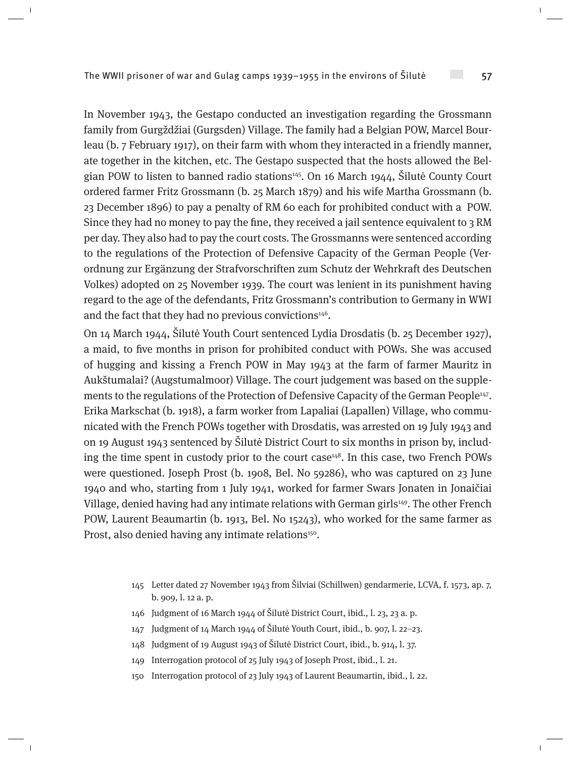In November 1943, the Gestapo conducted an investigation regarding the Grossmann family from Gurgždžiai (Gurgsden) Village. The family had a Belgian POW, Marcel Bourleau (b. 7 February 1917), on their farm with whom they interacted in a friendly manner, ate together in the kitchen, etc. The Gestapo suspected that the hosts allowed the Belgian POW to listen to banned radio stations[145]. On 16 March 1944, Šilutė County Court ordered farmer Fritz Grossmann (b. 25 March 1879) and his wife Martha Grossmann (b. 23 December 1896) to pay a penalty of RM 60 each for prohibited conduct with a POW. Since they had no money to pay the fine, they received a jail sentence equivalent to 3 RM per day. They also had to pay the court costs. The Grossmanns were sentenced according to the regulations of the Protection of Defensive Capacity of the German People (Verordnung zur Ergänzung der Strafvorschriften zum Schutz der Wehrkraft des Deutschen Volkes) adopted on 25 November 1939. The court was lenient in its punishment having regard to the age of the defendants, Fritz Grossmann's contribution to Germany in WWI and the fact that they had no previous convictions[146].

On 14 March 1944, Šilutė Youth Court sentenced Lydia Drosdatis (b. 25 December 1927), a maid, to five months in prison for prohibited conduct with POWs. She was accused of hugging and kissing a French POW in May 1943 at the farm of farmer Mauritz in Aukštumalai? (Augstumalmoor) Village. The court judgement was based on the supplements to the regulations of the Protection of Defensive Capacity of the German People[147]. Erika Markschat (b. 1918), a farm worker from Lapaliai (Lapallen) Village, who communicated with the French POWs together with Drosdatis, was arrested on 19 July 1943 and on 19 August 1943 sentenced by Šilutė District Court to six months in prison by, including the time spent in custody prior to the court case[148]. In this case, two French POWs were questioned. Joseph Prost (b. 1908, Bel. No 59286), who was captured on 23 June 1940 and who, starting from 1 July 1941, worked for farmer Swars Jonaten in Jonaičiai Village, denied having had any intimate relations with German girls[149]. The other French POW, Laurent Beaumartin (b. 1913, Bel. No 15243), who worked for the same farmer as Prost, also denied having any intimate relations[150].

145 Letter dated 27 November 1943 from Šilviai (Schillwen) gendarmerie, LCVA, f. 1573, ap. 7, b. 909, l. 12 a. p.

146 Judgment of 16 March 1944 of Šilutė District Court, ibid., l. 23, 23 a. p.

147 Judgment of 14 March 1944 of Šilutė Youth Court, ibid., b. 907, l. 22–23.

148 Judgment of 19 August 1943 of Šilutė District Court, ibid., b. 914, l. 37.

149 Interrogation protocol of 25 July 1943 of Joseph Prost, ibid., l. 21.

150 Interrogation protocol of 23 July 1943 of Laurent Beaumartin, ibid., l. 22.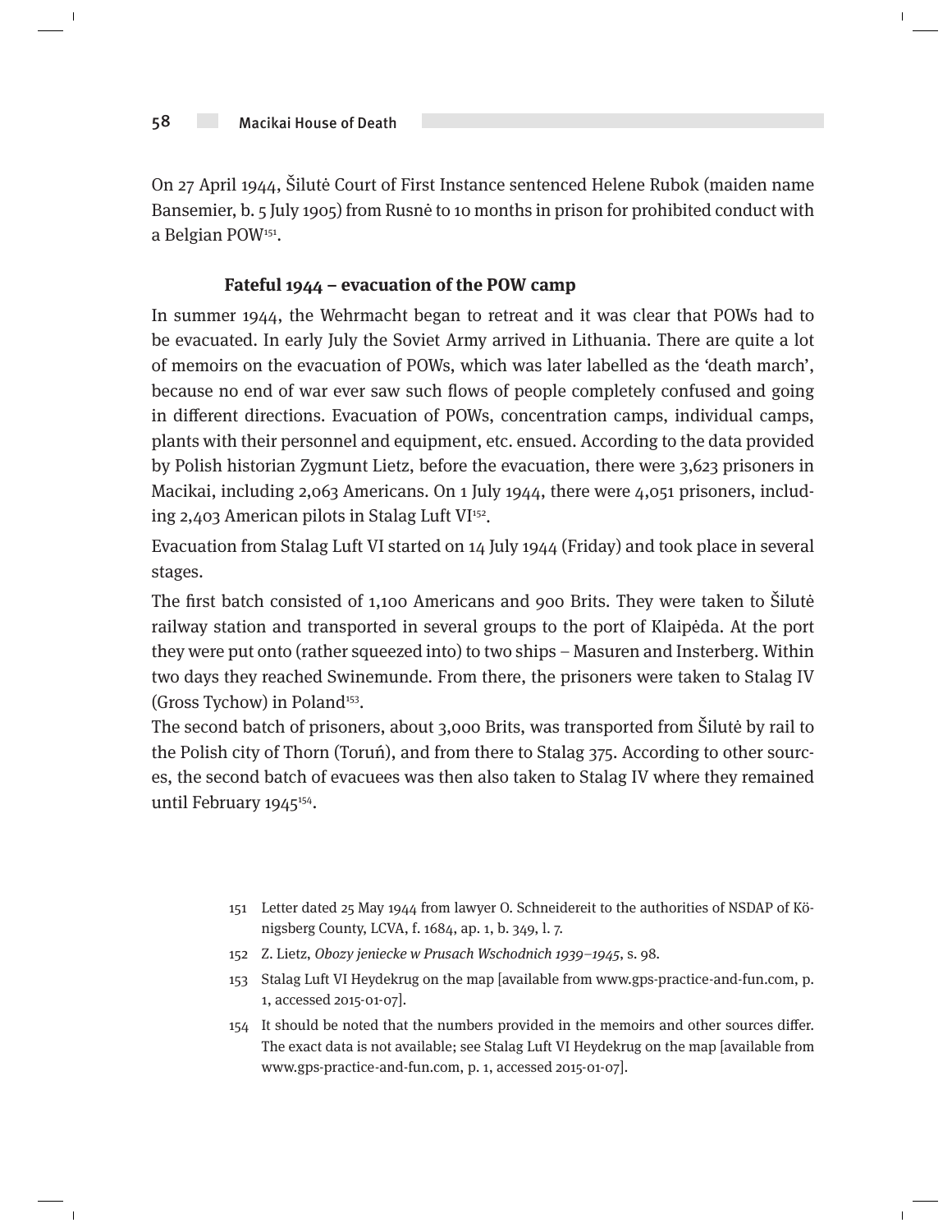On 27 April 1944, Šilutė Court of First Instance sentenced Helene Rubok (maiden name Bansemier, b. 5 July 1905) from Rusnė to 10 months in prison for prohibited conduct with a Belgian POW[151].

### Fateful 1944 – evacuation of the POW camp

In summer 1944, the Wehrmacht began to retreat and it was clear that POWs had to be evacuated. In early July the Soviet Army arrived in Lithuania. There are quite a lot of memoirs on the evacuation of POWs, which was later labelled as the 'death march', because no end of war ever saw such flows of people completely confused and going in different directions. Evacuation of POWs, concentration camps, individual camps, plants with their personnel and equipment, etc. ensued. According to the data provided by Polish historian Zygmunt Lietz, before the evacuation, there were 3,623 prisoners in Macikai, including 2,063 Americans. On 1 July 1944, there were 4,051 prisoners, including 2,403 American pilots in Stalag Luft VI[152].

Evacuation from Stalag Luft VI started on 14 July 1944 (Friday) and took place in several stages.

The first batch consisted of 1,100 Americans and 900 Brits. They were taken to Šilutė railway station and transported in several groups to the port of Klaipėda. At the port they were put onto (rather squeezed into) to two ships – Masuren and Insterberg. Within two days they reached Swinemunde. From there, the prisoners were taken to Stalag IV (Gross Tychow) in Poland[153].

The second batch of prisoners, about 3,000 Brits, was transported from Šilutė by rail to the Polish city of Thorn (Toruń), and from there to Stalag 375. According to other sources, the second batch of evacuees was then also taken to Stalag IV where they remained until February 1945[154].

151 Letter dated 25 May 1944 from lawyer O. Schneidereit to the authorities of NSDAP of Königsberg County, LCVA, f. 1684, ap. 1, b. 349, l. 7.

152 Z. Lietz, *Obozy jeniecke w Prusach Wschodnich 1939–1945*, s. 98.

153 Stalag Luft VI Heydekrug on the map [available from www.gps-practice-and-fun.com, p. 1, accessed 2015-01-07].

154 It should be noted that the numbers provided in the memoirs and other sources differ. The exact data is not available; see Stalag Luft VI Heydekrug on the map [available from www.gps-practice-and-fun.com, p. 1, accessed 2015-01-07].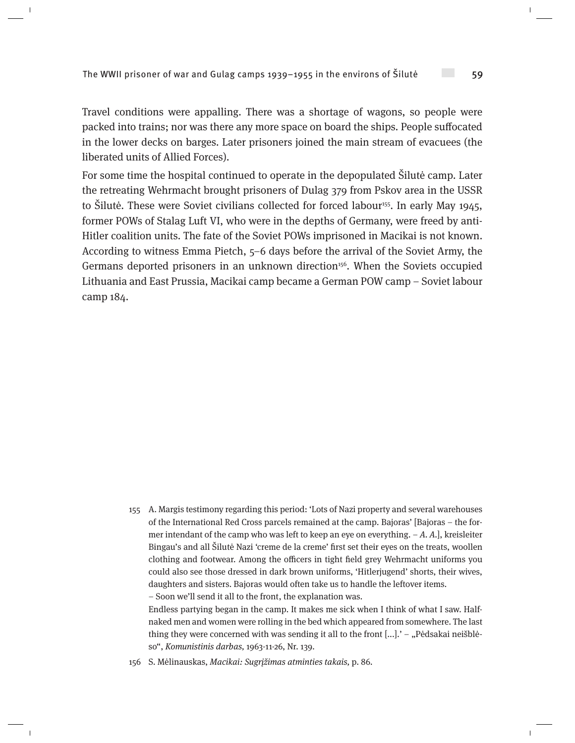Travel conditions were appalling. There was a shortage of wagons, so people were packed into trains; nor was there any more space on board the ships. People suffocated in the lower decks on barges. Later prisoners joined the main stream of evacuees (the liberated units of Allied Forces).

For some time the hospital continued to operate in the depopulated Šilutė camp. Later the retreating Wehrmacht brought prisoners of Dulag 379 from Pskov area in the USSR to Šilutė. These were Soviet civilians collected for forced labour[155]. In early May 1945, former POWs of Stalag Luft VI, who were in the depths of Germany, were freed by anti-Hitler coalition units. The fate of the Soviet POWs imprisoned in Macikai is not known. According to witness Emma Pietch, 5–6 days before the arrival of the Soviet Army, the Germans deported prisoners in an unknown direction[156]. When the Soviets occupied Lithuania and East Prussia, Macikai camp became a German POW camp – Soviet labour camp 184.

155 A. Margis testimony regarding this period: 'Lots of Nazi property and several warehouses of the International Red Cross parcels remained at the camp. Bajoras' [Bajoras – the former intendant of the camp who was left to keep an eye on everything. – *A. A.*], kreisleiter Bingau's and all Šilutė Nazi 'creme de la creme' first set their eyes on the treats, woollen clothing and footwear. Among the officers in tight field grey Wehrmacht uniforms you could also see those dressed in dark brown uniforms, 'Hitlerjugend' shorts, their wives, daughters and sisters. Bajoras would often take us to handle the leftover items.
– Soon we'll send it all to the front, the explanation was.
Endless partying began in the camp. It makes me sick when I think of what I saw. Half-naked men and women were rolling in the bed which appeared from somewhere. The last thing they were concerned with was sending it all to the front […].' – „Pėdsakai neišblėso", *Komunistinis darbas*, 1963-11-26, Nr. 139.

156 S. Mėlinauskas, *Macikai: Sugrįžimas atminties takais*, p. 86.